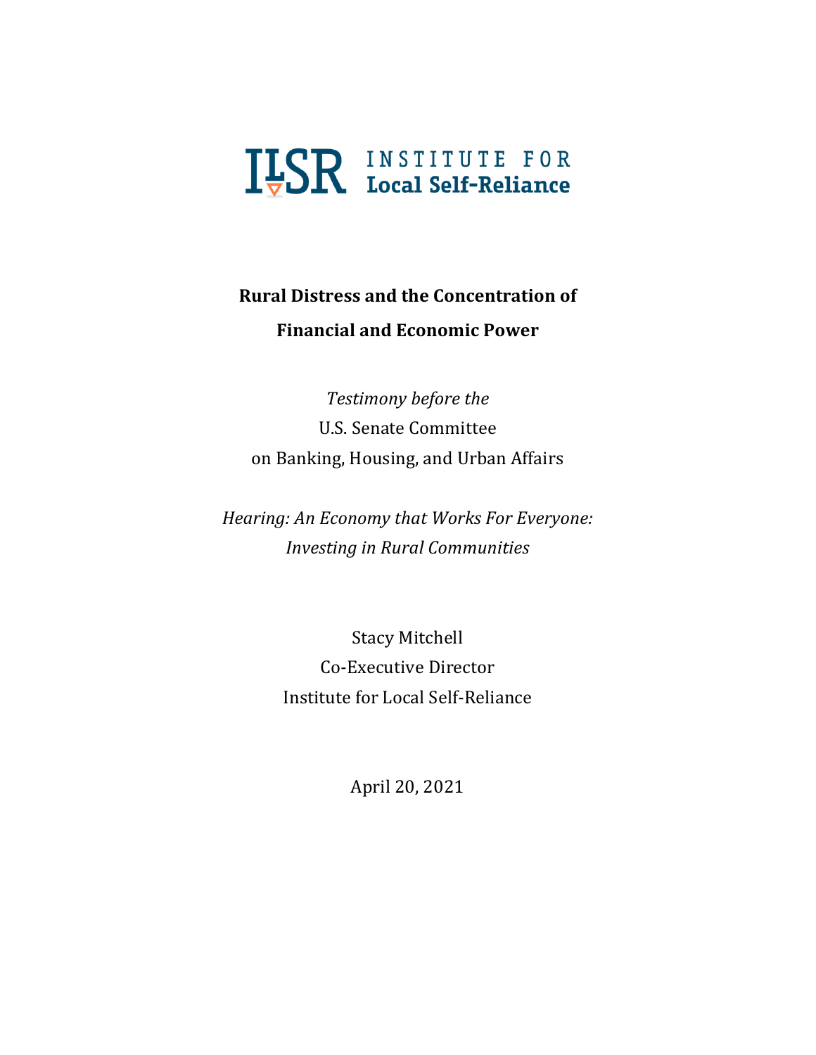ILSR INSTITUTE FOR Local Self-Reliance

# Rural Distress and the Concentration of Financial and Economic Power

*Testimony before the*
U.S. Senate Committee
on Banking, Housing, and Urban Affairs

*Hearing: An Economy that Works For Everyone: Investing in Rural Communities*

Stacy Mitchell
Co-Executive Director
Institute for Local Self-Reliance

April 20, 2021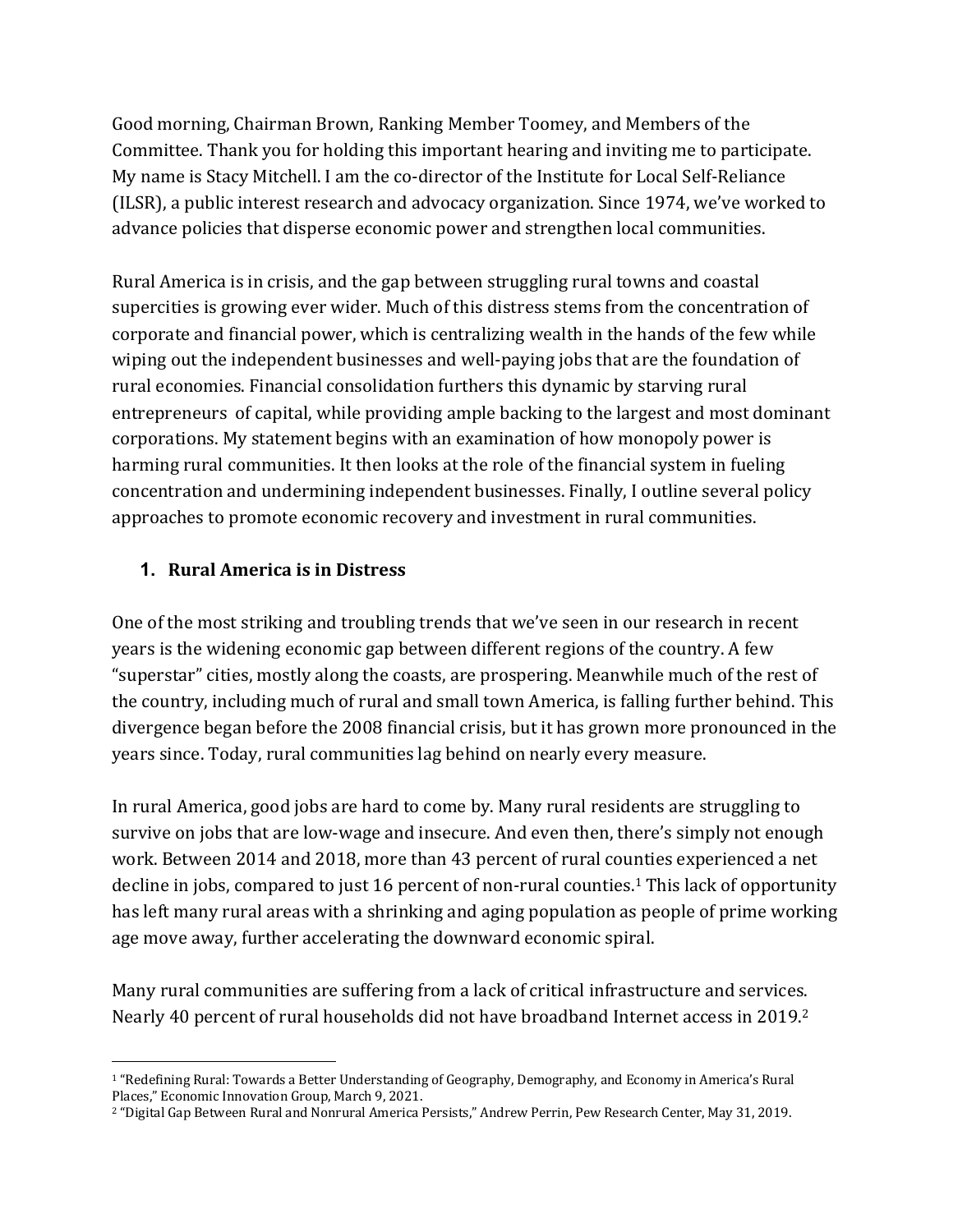Good morning, Chairman Brown, Ranking Member Toomey, and Members of the Committee. Thank you for holding this important hearing and inviting me to participate. My name is Stacy Mitchell. I am the co-director of the Institute for Local Self-Reliance (ILSR), a public interest research and advocacy organization. Since 1974, we've worked to advance policies that disperse economic power and strengthen local communities.

Rural America is in crisis, and the gap between struggling rural towns and coastal supercities is growing ever wider. Much of this distress stems from the concentration of corporate and financial power, which is centralizing wealth in the hands of the few while wiping out the independent businesses and well-paying jobs that are the foundation of rural economies. Financial consolidation furthers this dynamic by starving rural entrepreneurs of capital, while providing ample backing to the largest and most dominant corporations. My statement begins with an examination of how monopoly power is harming rural communities. It then looks at the role of the financial system in fueling concentration and undermining independent businesses. Finally, I outline several policy approaches to promote economic recovery and investment in rural communities.

## 1. Rural America is in Distress

One of the most striking and troubling trends that we've seen in our research in recent years is the widening economic gap between different regions of the country. A few "superstar" cities, mostly along the coasts, are prospering. Meanwhile much of the rest of the country, including much of rural and small town America, is falling further behind. This divergence began before the 2008 financial crisis, but it has grown more pronounced in the years since. Today, rural communities lag behind on nearly every measure.

In rural America, good jobs are hard to come by. Many rural residents are struggling to survive on jobs that are low-wage and insecure. And even then, there's simply not enough work. Between 2014 and 2018, more than 43 percent of rural counties experienced a net decline in jobs, compared to just 16 percent of non-rural counties.[1] This lack of opportunity has left many rural areas with a shrinking and aging population as people of prime working age move away, further accelerating the downward economic spiral.

Many rural communities are suffering from a lack of critical infrastructure and services. Nearly 40 percent of rural households did not have broadband Internet access in 2019.[2]

---

[1] "Redefining Rural: Towards a Better Understanding of Geography, Demography, and Economy in America's Rural Places," Economic Innovation Group, March 9, 2021.

[2] "Digital Gap Between Rural and Nonrural America Persists," Andrew Perrin, Pew Research Center, May 31, 2019.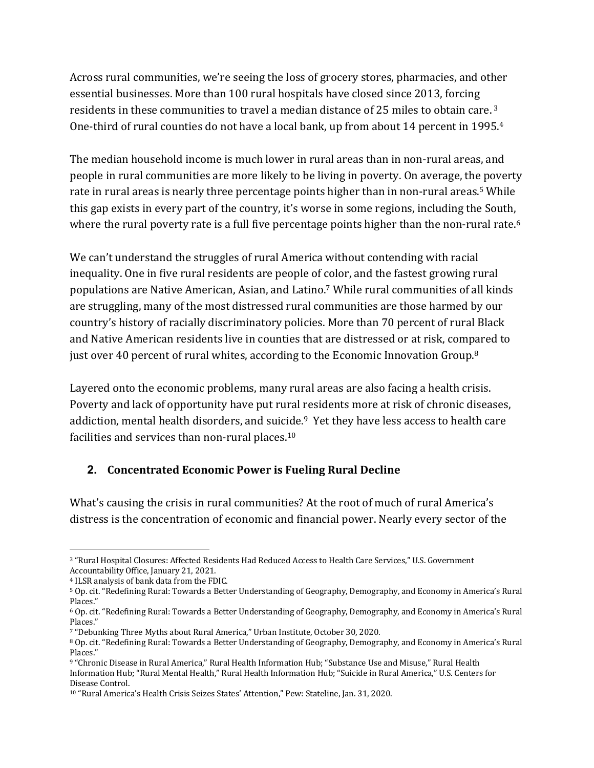Across rural communities, we're seeing the loss of grocery stores, pharmacies, and other essential businesses. More than 100 rural hospitals have closed since 2013, forcing residents in these communities to travel a median distance of 25 miles to obtain care.[3] One-third of rural counties do not have a local bank, up from about 14 percent in 1995.[4]

The median household income is much lower in rural areas than in non-rural areas, and people in rural communities are more likely to be living in poverty. On average, the poverty rate in rural areas is nearly three percentage points higher than in non-rural areas.[5] While this gap exists in every part of the country, it's worse in some regions, including the South, where the rural poverty rate is a full five percentage points higher than the non-rural rate.[6]

We can't understand the struggles of rural America without contending with racial inequality. One in five rural residents are people of color, and the fastest growing rural populations are Native American, Asian, and Latino.[7] While rural communities of all kinds are struggling, many of the most distressed rural communities are those harmed by our country's history of racially discriminatory policies. More than 70 percent of rural Black and Native American residents live in counties that are distressed or at risk, compared to just over 40 percent of rural whites, according to the Economic Innovation Group.[8]

Layered onto the economic problems, many rural areas are also facing a health crisis. Poverty and lack of opportunity have put rural residents more at risk of chronic diseases, addiction, mental health disorders, and suicide.[9] Yet they have less access to health care facilities and services than non-rural places.[10]

## 2. Concentrated Economic Power is Fueling Rural Decline

What's causing the crisis in rural communities? At the root of much of rural America's distress is the concentration of economic and financial power. Nearly every sector of the

---

[3] "Rural Hospital Closures: Affected Residents Had Reduced Access to Health Care Services," U.S. Government Accountability Office, January 21, 2021.

[4] ILSR analysis of bank data from the FDIC.

[5] Op. cit. "Redefining Rural: Towards a Better Understanding of Geography, Demography, and Economy in America's Rural Places."

[6] Op. cit. "Redefining Rural: Towards a Better Understanding of Geography, Demography, and Economy in America's Rural Places."

[7] "Debunking Three Myths about Rural America," Urban Institute, October 30, 2020.

[8] Op. cit. "Redefining Rural: Towards a Better Understanding of Geography, Demography, and Economy in America's Rural Places."

[9] "Chronic Disease in Rural America," Rural Health Information Hub; "Substance Use and Misuse," Rural Health Information Hub; "Rural Mental Health," Rural Health Information Hub; "Suicide in Rural America," U.S. Centers for Disease Control.

[10] "Rural America's Health Crisis Seizes States' Attention," Pew: Stateline, Jan. 31, 2020.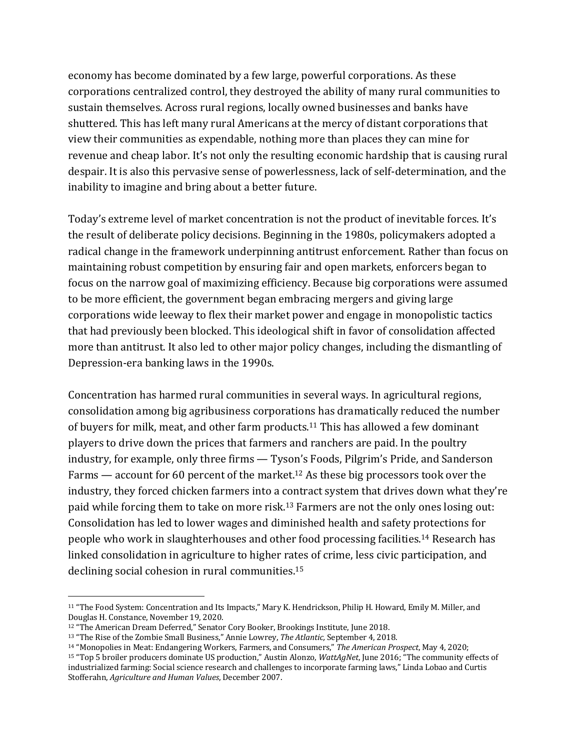economy has become dominated by a few large, powerful corporations. As these corporations centralized control, they destroyed the ability of many rural communities to sustain themselves. Across rural regions, locally owned businesses and banks have shuttered. This has left many rural Americans at the mercy of distant corporations that view their communities as expendable, nothing more than places they can mine for revenue and cheap labor. It's not only the resulting economic hardship that is causing rural despair. It is also this pervasive sense of powerlessness, lack of self-determination, and the inability to imagine and bring about a better future.

Today's extreme level of market concentration is not the product of inevitable forces. It's the result of deliberate policy decisions. Beginning in the 1980s, policymakers adopted a radical change in the framework underpinning antitrust enforcement. Rather than focus on maintaining robust competition by ensuring fair and open markets, enforcers began to focus on the narrow goal of maximizing efficiency. Because big corporations were assumed to be more efficient, the government began embracing mergers and giving large corporations wide leeway to flex their market power and engage in monopolistic tactics that had previously been blocked. This ideological shift in favor of consolidation affected more than antitrust. It also led to other major policy changes, including the dismantling of Depression-era banking laws in the 1990s.

Concentration has harmed rural communities in several ways. In agricultural regions, consolidation among big agribusiness corporations has dramatically reduced the number of buyers for milk, meat, and other farm products.[11] This has allowed a few dominant players to drive down the prices that farmers and ranchers are paid. In the poultry industry, for example, only three firms — Tyson's Foods, Pilgrim's Pride, and Sanderson Farms — account for 60 percent of the market.[12] As these big processors took over the industry, they forced chicken farmers into a contract system that drives down what they're paid while forcing them to take on more risk.[13] Farmers are not the only ones losing out: Consolidation has led to lower wages and diminished health and safety protections for people who work in slaughterhouses and other food processing facilities.[14] Research has linked consolidation in agriculture to higher rates of crime, less civic participation, and declining social cohesion in rural communities.[15]

---

[11] "The Food System: Concentration and Its Impacts," Mary K. Hendrickson, Philip H. Howard, Emily M. Miller, and Douglas H. Constance, November 19, 2020.

[12] "The American Dream Deferred," Senator Cory Booker, Brookings Institute, June 2018.

[13] "The Rise of the Zombie Small Business," Annie Lowrey, *The Atlantic,* September 4, 2018.

[14] "Monopolies in Meat: Endangering Workers, Farmers, and Consumers," *The American Prospect*, May 4, 2020;

[15] "Top 5 broiler producers dominate US production," Austin Alonzo, *WattAgNet*, June 2016; "The community effects of industrialized farming: Social science research and challenges to incorporate farming laws," Linda Lobao and Curtis Stofferahn, *Agriculture and Human Values*, December 2007.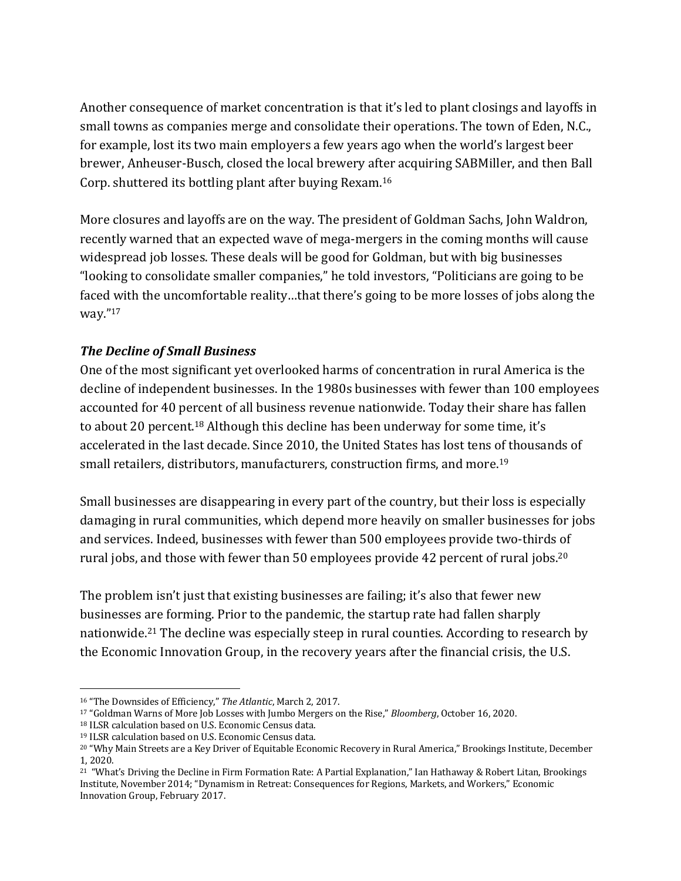Another consequence of market concentration is that it's led to plant closings and layoffs in small towns as companies merge and consolidate their operations. The town of Eden, N.C., for example, lost its two main employers a few years ago when the world's largest beer brewer, Anheuser-Busch, closed the local brewery after acquiring SABMiller, and then Ball Corp. shuttered its bottling plant after buying Rexam.[16]

More closures and layoffs are on the way. The president of Goldman Sachs, John Waldron, recently warned that an expected wave of mega-mergers in the coming months will cause widespread job losses. These deals will be good for Goldman, but with big businesses "looking to consolidate smaller companies," he told investors, "Politicians are going to be faced with the uncomfortable reality…that there's going to be more losses of jobs along the way."[17]

### *The Decline of Small Business*

One of the most significant yet overlooked harms of concentration in rural America is the decline of independent businesses. In the 1980s businesses with fewer than 100 employees accounted for 40 percent of all business revenue nationwide. Today their share has fallen to about 20 percent.[18] Although this decline has been underway for some time, it's accelerated in the last decade. Since 2010, the United States has lost tens of thousands of small retailers, distributors, manufacturers, construction firms, and more.[19]

Small businesses are disappearing in every part of the country, but their loss is especially damaging in rural communities, which depend more heavily on smaller businesses for jobs and services. Indeed, businesses with fewer than 500 employees provide two-thirds of rural jobs, and those with fewer than 50 employees provide 42 percent of rural jobs.[20]

The problem isn't just that existing businesses are failing; it's also that fewer new businesses are forming. Prior to the pandemic, the startup rate had fallen sharply nationwide.[21] The decline was especially steep in rural counties. According to research by the Economic Innovation Group, in the recovery years after the financial crisis, the U.S.

---

[16] "The Downsides of Efficiency," *The Atlantic*, March 2, 2017.

[17] "Goldman Warns of More Job Losses with Jumbo Mergers on the Rise," *Bloomberg*, October 16, 2020.

[18] ILSR calculation based on U.S. Economic Census data.

[19] ILSR calculation based on U.S. Economic Census data.

[20] "Why Main Streets are a Key Driver of Equitable Economic Recovery in Rural America," Brookings Institute, December 1, 2020.

[21] "What's Driving the Decline in Firm Formation Rate: A Partial Explanation," Ian Hathaway & Robert Litan, Brookings Institute, November 2014; "Dynamism in Retreat: Consequences for Regions, Markets, and Workers," Economic Innovation Group, February 2017.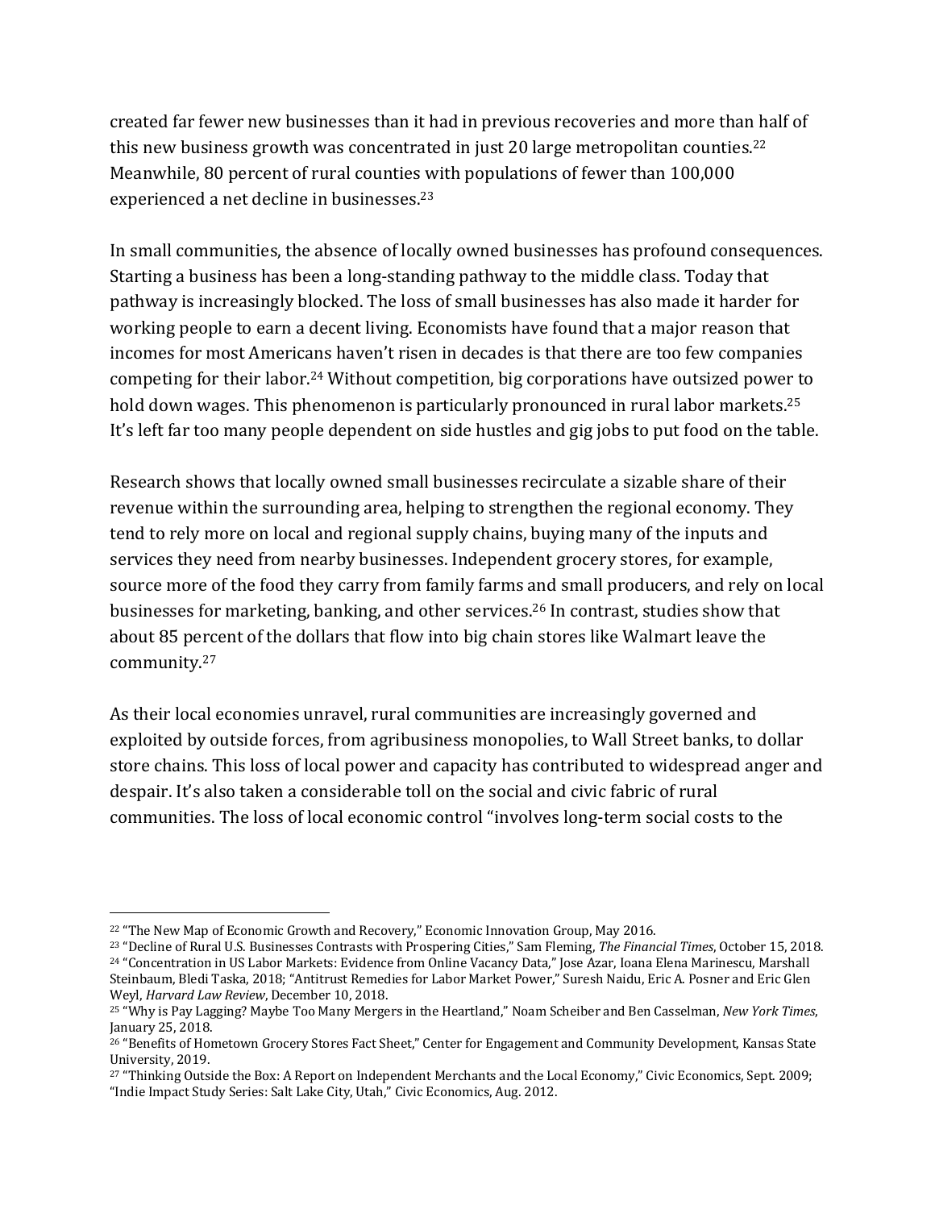created far fewer new businesses than it had in previous recoveries and more than half of this new business growth was concentrated in just 20 large metropolitan counties.[22] Meanwhile, 80 percent of rural counties with populations of fewer than 100,000 experienced a net decline in businesses.[23]

In small communities, the absence of locally owned businesses has profound consequences. Starting a business has been a long-standing pathway to the middle class. Today that pathway is increasingly blocked. The loss of small businesses has also made it harder for working people to earn a decent living. Economists have found that a major reason that incomes for most Americans haven't risen in decades is that there are too few companies competing for their labor.[24] Without competition, big corporations have outsized power to hold down wages. This phenomenon is particularly pronounced in rural labor markets.[25] It's left far too many people dependent on side hustles and gig jobs to put food on the table.

Research shows that locally owned small businesses recirculate a sizable share of their revenue within the surrounding area, helping to strengthen the regional economy. They tend to rely more on local and regional supply chains, buying many of the inputs and services they need from nearby businesses. Independent grocery stores, for example, source more of the food they carry from family farms and small producers, and rely on local businesses for marketing, banking, and other services.[26] In contrast, studies show that about 85 percent of the dollars that flow into big chain stores like Walmart leave the community.[27]

As their local economies unravel, rural communities are increasingly governed and exploited by outside forces, from agribusiness monopolies, to Wall Street banks, to dollar store chains. This loss of local power and capacity has contributed to widespread anger and despair. It's also taken a considerable toll on the social and civic fabric of rural communities. The loss of local economic control "involves long-term social costs to the

---

[22] "The New Map of Economic Growth and Recovery," Economic Innovation Group, May 2016.

[23] "Decline of Rural U.S. Businesses Contrasts with Prospering Cities," Sam Fleming, *The Financial Times*, October 15, 2018.

[24] "Concentration in US Labor Markets: Evidence from Online Vacancy Data," Jose Azar, Ioana Elena Marinescu, Marshall Steinbaum, Bledi Taska, 2018; "Antitrust Remedies for Labor Market Power," Suresh Naidu, Eric A. Posner and Eric Glen Weyl, *Harvard Law Review*, December 10, 2018.

[25] "Why is Pay Lagging? Maybe Too Many Mergers in the Heartland," Noam Scheiber and Ben Casselman, *New York Times*, January 25, 2018.

[26] "Benefits of Hometown Grocery Stores Fact Sheet," Center for Engagement and Community Development, Kansas State University, 2019.

[27] "Thinking Outside the Box: A Report on Independent Merchants and the Local Economy," Civic Economics, Sept. 2009; "Indie Impact Study Series: Salt Lake City, Utah," Civic Economics, Aug. 2012.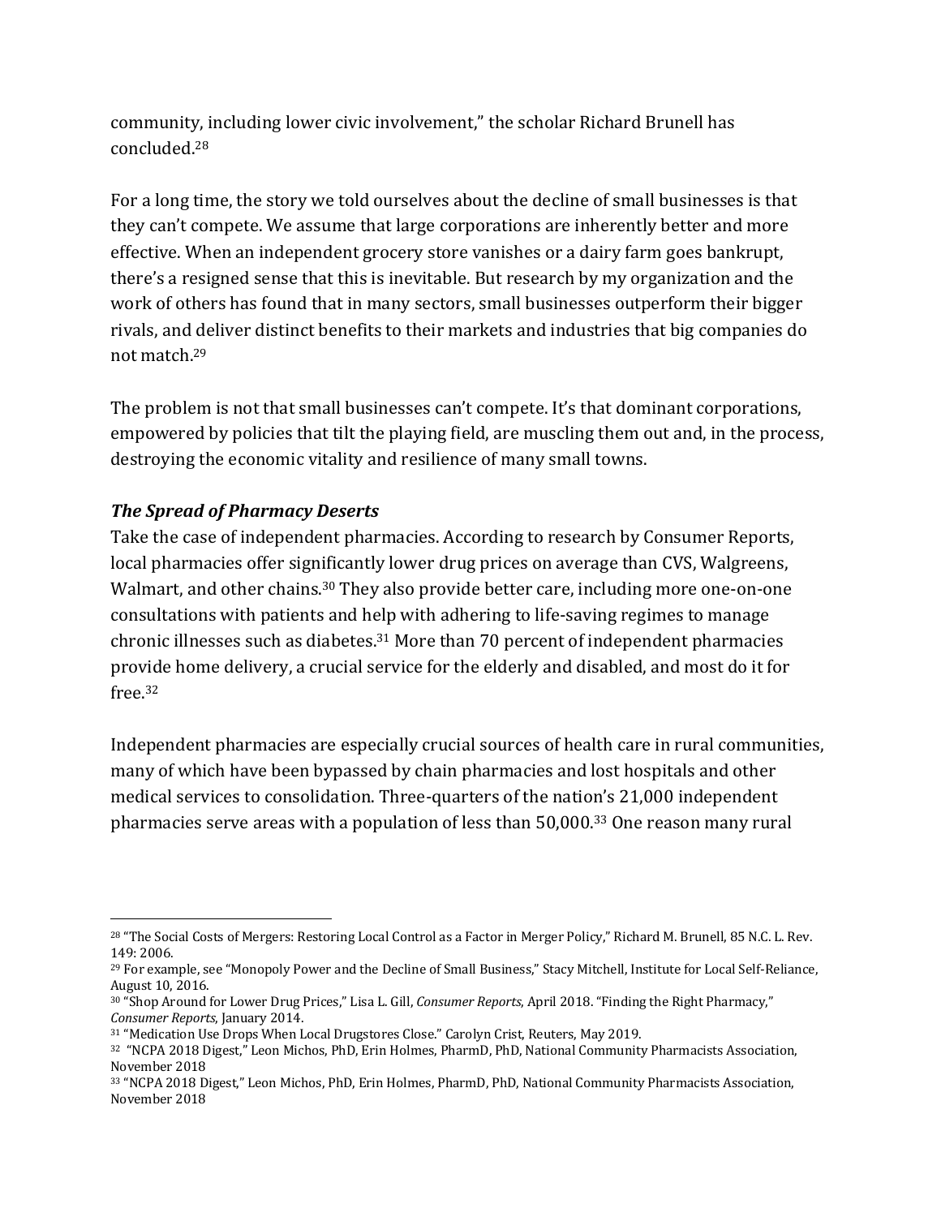community, including lower civic involvement," the scholar Richard Brunell has concluded.[28]

For a long time, the story we told ourselves about the decline of small businesses is that they can't compete. We assume that large corporations are inherently better and more effective. When an independent grocery store vanishes or a dairy farm goes bankrupt, there's a resigned sense that this is inevitable. But research by my organization and the work of others has found that in many sectors, small businesses outperform their bigger rivals, and deliver distinct benefits to their markets and industries that big companies do not match.[29]

The problem is not that small businesses can't compete. It's that dominant corporations, empowered by policies that tilt the playing field, are muscling them out and, in the process, destroying the economic vitality and resilience of many small towns.

### ***The Spread of Pharmacy Deserts***

Take the case of independent pharmacies. According to research by Consumer Reports, local pharmacies offer significantly lower drug prices on average than CVS, Walgreens, Walmart, and other chains.[30] They also provide better care, including more one-on-one consultations with patients and help with adhering to life-saving regimes to manage chronic illnesses such as diabetes.[31] More than 70 percent of independent pharmacies provide home delivery, a crucial service for the elderly and disabled, and most do it for free.[32]

Independent pharmacies are especially crucial sources of health care in rural communities, many of which have been bypassed by chain pharmacies and lost hospitals and other medical services to consolidation. Three-quarters of the nation's 21,000 independent pharmacies serve areas with a population of less than 50,000.[33] One reason many rural

---

[28] "The Social Costs of Mergers: Restoring Local Control as a Factor in Merger Policy," Richard M. Brunell, 85 N.C. L. Rev. 149: 2006.

[29] For example, see "Monopoly Power and the Decline of Small Business," Stacy Mitchell, Institute for Local Self-Reliance, August 10, 2016.

[30] "Shop Around for Lower Drug Prices," Lisa L. Gill, *Consumer Reports*, April 2018. "Finding the Right Pharmacy," *Consumer Reports*, January 2014.

[31] "Medication Use Drops When Local Drugstores Close." Carolyn Crist, Reuters, May 2019.

[32] "NCPA 2018 Digest," Leon Michos, PhD, Erin Holmes, PharmD, PhD, National Community Pharmacists Association, November 2018

[33] "NCPA 2018 Digest," Leon Michos, PhD, Erin Holmes, PharmD, PhD, National Community Pharmacists Association, November 2018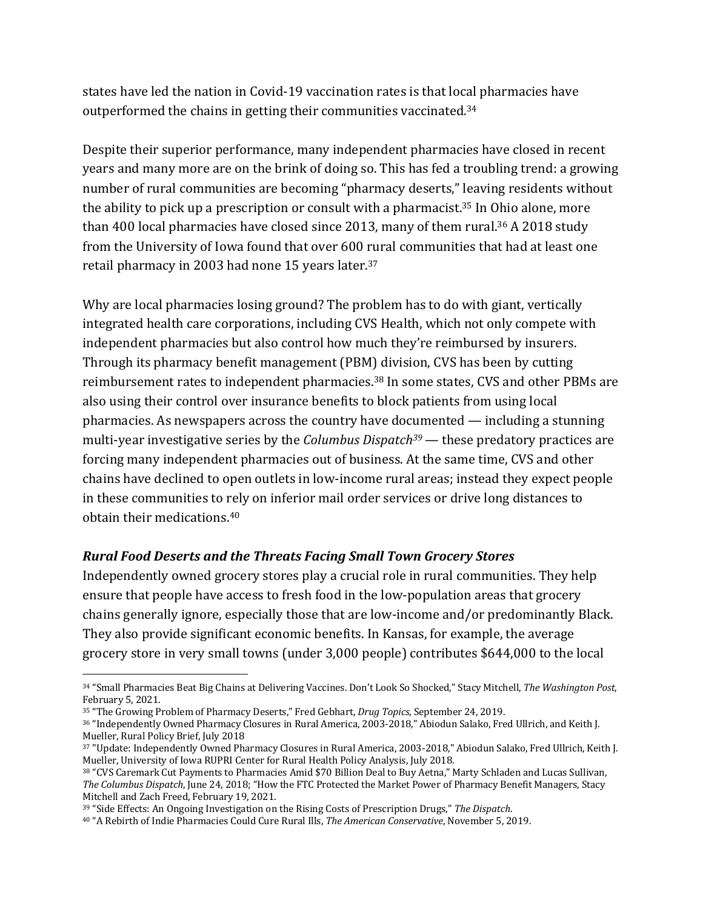states have led the nation in Covid-19 vaccination rates is that local pharmacies have outperformed the chains in getting their communities vaccinated.[34]

Despite their superior performance, many independent pharmacies have closed in recent years and many more are on the brink of doing so. This has fed a troubling trend: a growing number of rural communities are becoming "pharmacy deserts," leaving residents without the ability to pick up a prescription or consult with a pharmacist.[35] In Ohio alone, more than 400 local pharmacies have closed since 2013, many of them rural.[36] A 2018 study from the University of Iowa found that over 600 rural communities that had at least one retail pharmacy in 2003 had none 15 years later.[37]

Why are local pharmacies losing ground? The problem has to do with giant, vertically integrated health care corporations, including CVS Health, which not only compete with independent pharmacies but also control how much they're reimbursed by insurers. Through its pharmacy benefit management (PBM) division, CVS has been by cutting reimbursement rates to independent pharmacies.[38] In some states, CVS and other PBMs are also using their control over insurance benefits to block patients from using local pharmacies. As newspapers across the country have documented — including a stunning multi-year investigative series by the *Columbus Dispatch*[39] — these predatory practices are forcing many independent pharmacies out of business. At the same time, CVS and other chains have declined to open outlets in low-income rural areas; instead they expect people in these communities to rely on inferior mail order services or drive long distances to obtain their medications.[40]

### *Rural Food Deserts and the Threats Facing Small Town Grocery Stores*

Independently owned grocery stores play a crucial role in rural communities. They help ensure that people have access to fresh food in the low-population areas that grocery chains generally ignore, especially those that are low-income and/or predominantly Black. They also provide significant economic benefits. In Kansas, for example, the average grocery store in very small towns (under 3,000 people) contributes $644,000 to the local

---

[34] "Small Pharmacies Beat Big Chains at Delivering Vaccines. Don't Look So Shocked," Stacy Mitchell, *The Washington Post*, February 5, 2021.

[35] "The Growing Problem of Pharmacy Deserts," Fred Gebhart, *Drug Topics*, September 24, 2019.

[36] "Independently Owned Pharmacy Closures in Rural America, 2003-2018," Abiodun Salako, Fred Ullrich, and Keith J. Mueller, Rural Policy Brief, July 2018

[37] "Update: Independently Owned Pharmacy Closures in Rural America, 2003-2018," Abiodun Salako, Fred Ullrich, Keith J. Mueller, University of Iowa RUPRI Center for Rural Health Policy Analysis, July 2018.

[38] "CVS Caremark Cut Payments to Pharmacies Amid $70 Billion Deal to Buy Aetna," Marty Schladen and Lucas Sullivan, *The Columbus Dispatch*, June 24, 2018; "How the FTC Protected the Market Power of Pharmacy Benefit Managers, Stacy Mitchell and Zach Freed, February 19, 2021.

[39] "Side Effects: An Ongoing Investigation on the Rising Costs of Prescription Drugs," *The Dispatch*.

[40] "A Rebirth of Indie Pharmacies Could Cure Rural Ills, *The American Conservative*, November 5, 2019.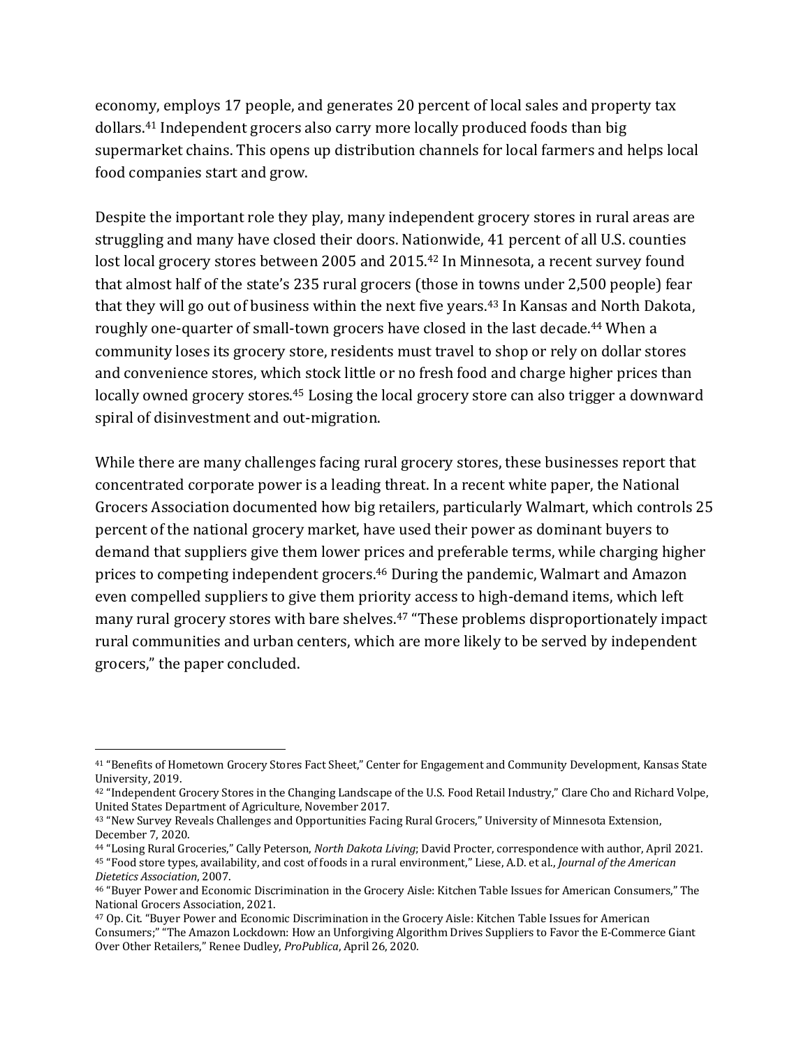economy, employs 17 people, and generates 20 percent of local sales and property tax dollars.[41] Independent grocers also carry more locally produced foods than big supermarket chains. This opens up distribution channels for local farmers and helps local food companies start and grow.

Despite the important role they play, many independent grocery stores in rural areas are struggling and many have closed their doors. Nationwide, 41 percent of all U.S. counties lost local grocery stores between 2005 and 2015.[42] In Minnesota, a recent survey found that almost half of the state's 235 rural grocers (those in towns under 2,500 people) fear that they will go out of business within the next five years.[43] In Kansas and North Dakota, roughly one-quarter of small-town grocers have closed in the last decade.[44] When a community loses its grocery store, residents must travel to shop or rely on dollar stores and convenience stores, which stock little or no fresh food and charge higher prices than locally owned grocery stores.[45] Losing the local grocery store can also trigger a downward spiral of disinvestment and out-migration.

While there are many challenges facing rural grocery stores, these businesses report that concentrated corporate power is a leading threat. In a recent white paper, the National Grocers Association documented how big retailers, particularly Walmart, which controls 25 percent of the national grocery market, have used their power as dominant buyers to demand that suppliers give them lower prices and preferable terms, while charging higher prices to competing independent grocers.[46] During the pandemic, Walmart and Amazon even compelled suppliers to give them priority access to high-demand items, which left many rural grocery stores with bare shelves.[47] "These problems disproportionately impact rural communities and urban centers, which are more likely to be served by independent grocers," the paper concluded.

---

[41] "Benefits of Hometown Grocery Stores Fact Sheet," Center for Engagement and Community Development, Kansas State University, 2019.

[42] "Independent Grocery Stores in the Changing Landscape of the U.S. Food Retail Industry," Clare Cho and Richard Volpe, United States Department of Agriculture, November 2017.

[43] "New Survey Reveals Challenges and Opportunities Facing Rural Grocers," University of Minnesota Extension, December 7, 2020.

[44] "Losing Rural Groceries," Cally Peterson, *North Dakota Living*; David Procter, correspondence with author, April 2021.

[45] "Food store types, availability, and cost of foods in a rural environment," Liese, A.D. et al., *Journal of the American Dietetics Association*, 2007.

[46] "Buyer Power and Economic Discrimination in the Grocery Aisle: Kitchen Table Issues for American Consumers," The National Grocers Association, 2021.

[47] Op. Cit. "Buyer Power and Economic Discrimination in the Grocery Aisle: Kitchen Table Issues for American Consumers;" "The Amazon Lockdown: How an Unforgiving Algorithm Drives Suppliers to Favor the E-Commerce Giant Over Other Retailers," Renee Dudley, *ProPublica*, April 26, 2020.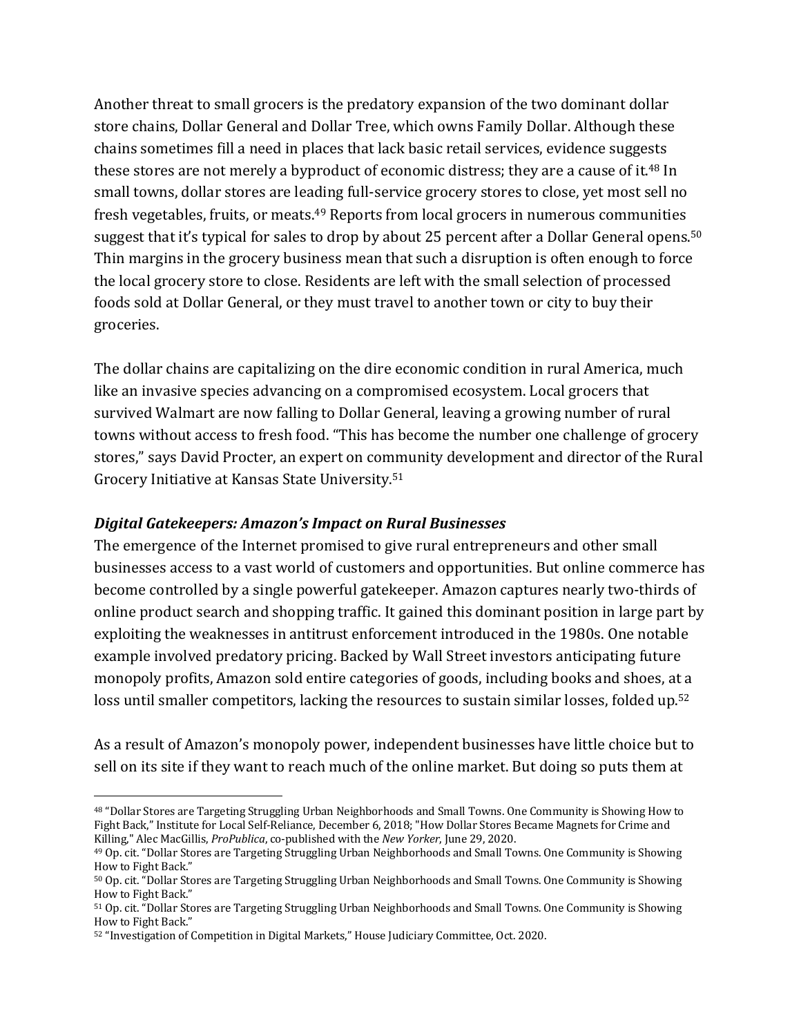Another threat to small grocers is the predatory expansion of the two dominant dollar store chains, Dollar General and Dollar Tree, which owns Family Dollar. Although these chains sometimes fill a need in places that lack basic retail services, evidence suggests these stores are not merely a byproduct of economic distress; they are a cause of it.[48] In small towns, dollar stores are leading full-service grocery stores to close, yet most sell no fresh vegetables, fruits, or meats.[49] Reports from local grocers in numerous communities suggest that it's typical for sales to drop by about 25 percent after a Dollar General opens.[50] Thin margins in the grocery business mean that such a disruption is often enough to force the local grocery store to close. Residents are left with the small selection of processed foods sold at Dollar General, or they must travel to another town or city to buy their groceries.

The dollar chains are capitalizing on the dire economic condition in rural America, much like an invasive species advancing on a compromised ecosystem. Local grocers that survived Walmart are now falling to Dollar General, leaving a growing number of rural towns without access to fresh food. "This has become the number one challenge of grocery stores," says David Procter, an expert on community development and director of the Rural Grocery Initiative at Kansas State University.[51]

### *Digital Gatekeepers: Amazon's Impact on Rural Businesses*

The emergence of the Internet promised to give rural entrepreneurs and other small businesses access to a vast world of customers and opportunities. But online commerce has become controlled by a single powerful gatekeeper. Amazon captures nearly two-thirds of online product search and shopping traffic. It gained this dominant position in large part by exploiting the weaknesses in antitrust enforcement introduced in the 1980s. One notable example involved predatory pricing. Backed by Wall Street investors anticipating future monopoly profits, Amazon sold entire categories of goods, including books and shoes, at a loss until smaller competitors, lacking the resources to sustain similar losses, folded up.[52]

As a result of Amazon's monopoly power, independent businesses have little choice but to sell on its site if they want to reach much of the online market. But doing so puts them at

---

[48] "Dollar Stores are Targeting Struggling Urban Neighborhoods and Small Towns. One Community is Showing How to Fight Back," Institute for Local Self-Reliance, December 6, 2018; "How Dollar Stores Became Magnets for Crime and Killing," Alec MacGillis, *ProPublica*, co-published with the *New Yorker*, June 29, 2020.

[49] Op. cit. "Dollar Stores are Targeting Struggling Urban Neighborhoods and Small Towns. One Community is Showing How to Fight Back."

[50] Op. cit. "Dollar Stores are Targeting Struggling Urban Neighborhoods and Small Towns. One Community is Showing How to Fight Back."

[51] Op. cit. "Dollar Stores are Targeting Struggling Urban Neighborhoods and Small Towns. One Community is Showing How to Fight Back."

[52] "Investigation of Competition in Digital Markets," House Judiciary Committee, Oct. 2020.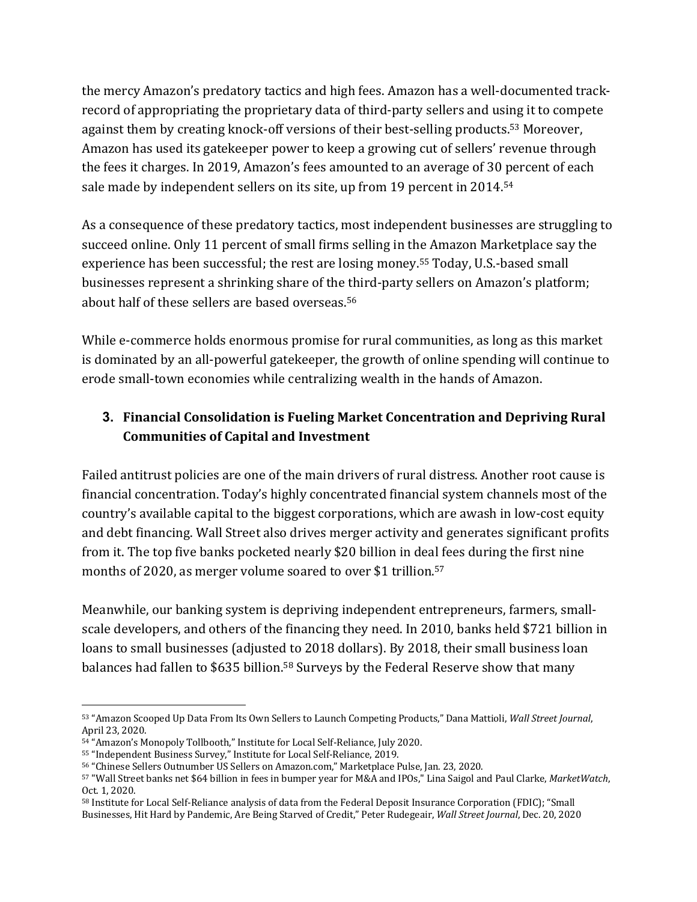the mercy Amazon's predatory tactics and high fees. Amazon has a well-documented track-record of appropriating the proprietary data of third-party sellers and using it to compete against them by creating knock-off versions of their best-selling products.[53] Moreover, Amazon has used its gatekeeper power to keep a growing cut of sellers' revenue through the fees it charges. In 2019, Amazon's fees amounted to an average of 30 percent of each sale made by independent sellers on its site, up from 19 percent in 2014.[54]

As a consequence of these predatory tactics, most independent businesses are struggling to succeed online. Only 11 percent of small firms selling in the Amazon Marketplace say the experience has been successful; the rest are losing money.[55] Today, U.S.-based small businesses represent a shrinking share of the third-party sellers on Amazon's platform; about half of these sellers are based overseas.[56]

While e-commerce holds enormous promise for rural communities, as long as this market is dominated by an all-powerful gatekeeper, the growth of online spending will continue to erode small-town economies while centralizing wealth in the hands of Amazon.

### 3. Financial Consolidation is Fueling Market Concentration and Depriving Rural Communities of Capital and Investment

Failed antitrust policies are one of the main drivers of rural distress. Another root cause is financial concentration. Today's highly concentrated financial system channels most of the country's available capital to the biggest corporations, which are awash in low-cost equity and debt financing. Wall Street also drives merger activity and generates significant profits from it. The top five banks pocketed nearly $20 billion in deal fees during the first nine months of 2020, as merger volume soared to over $1 trillion.[57]

Meanwhile, our banking system is depriving independent entrepreneurs, farmers, small-scale developers, and others of the financing they need. In 2010, banks held $721 billion in loans to small businesses (adjusted to 2018 dollars). By 2018, their small business loan balances had fallen to $635 billion.[58] Surveys by the Federal Reserve show that many

---

[53] "Amazon Scooped Up Data From Its Own Sellers to Launch Competing Products," Dana Mattioli, *Wall Street Journal*, April 23, 2020.

[54] "Amazon's Monopoly Tollbooth," Institute for Local Self-Reliance, July 2020.

[55] "Independent Business Survey," Institute for Local Self-Reliance, 2019.

[56] "Chinese Sellers Outnumber US Sellers on Amazon.com," Marketplace Pulse, Jan. 23, 2020.

[57] "Wall Street banks net $64 billion in fees in bumper year for M&A and IPOs," Lina Saigol and Paul Clarke, *MarketWatch*, Oct. 1, 2020.

[58] Institute for Local Self-Reliance analysis of data from the Federal Deposit Insurance Corporation (FDIC); "Small Businesses, Hit Hard by Pandemic, Are Being Starved of Credit," Peter Rudegeair, *Wall Street Journal*, Dec. 20, 2020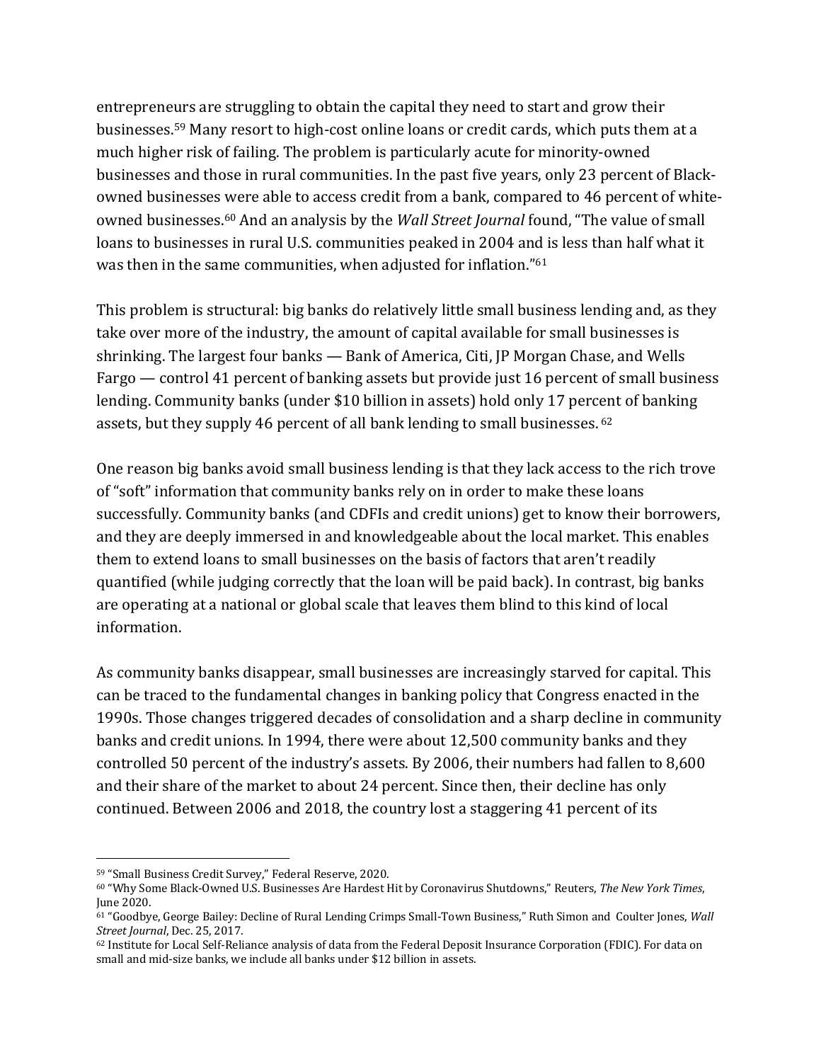entrepreneurs are struggling to obtain the capital they need to start and grow their businesses.[59] Many resort to high-cost online loans or credit cards, which puts them at a much higher risk of failing. The problem is particularly acute for minority-owned businesses and those in rural communities. In the past five years, only 23 percent of Black-owned businesses were able to access credit from a bank, compared to 46 percent of white-owned businesses.[60] And an analysis by the *Wall Street Journal* found, "The value of small loans to businesses in rural U.S. communities peaked in 2004 and is less than half what it was then in the same communities, when adjusted for inflation."[61]

This problem is structural: big banks do relatively little small business lending and, as they take over more of the industry, the amount of capital available for small businesses is shrinking. The largest four banks — Bank of America, Citi, JP Morgan Chase, and Wells Fargo — control 41 percent of banking assets but provide just 16 percent of small business lending. Community banks (under $10 billion in assets) hold only 17 percent of banking assets, but they supply 46 percent of all bank lending to small businesses.[62]

One reason big banks avoid small business lending is that they lack access to the rich trove of "soft" information that community banks rely on in order to make these loans successfully. Community banks (and CDFIs and credit unions) get to know their borrowers, and they are deeply immersed in and knowledgeable about the local market. This enables them to extend loans to small businesses on the basis of factors that aren't readily quantified (while judging correctly that the loan will be paid back). In contrast, big banks are operating at a national or global scale that leaves them blind to this kind of local information.

As community banks disappear, small businesses are increasingly starved for capital. This can be traced to the fundamental changes in banking policy that Congress enacted in the 1990s. Those changes triggered decades of consolidation and a sharp decline in community banks and credit unions. In 1994, there were about 12,500 community banks and they controlled 50 percent of the industry's assets. By 2006, their numbers had fallen to 8,600 and their share of the market to about 24 percent. Since then, their decline has only continued. Between 2006 and 2018, the country lost a staggering 41 percent of its

---

[59] "Small Business Credit Survey," Federal Reserve, 2020.

[60] "Why Some Black-Owned U.S. Businesses Are Hardest Hit by Coronavirus Shutdowns," Reuters, *The New York Times*, June 2020.

[61] "Goodbye, George Bailey: Decline of Rural Lending Crimps Small-Town Business," Ruth Simon and Coulter Jones, *Wall Street Journal*, Dec. 25, 2017.

[62] Institute for Local Self-Reliance analysis of data from the Federal Deposit Insurance Corporation (FDIC). For data on small and mid-size banks, we include all banks under $12 billion in assets.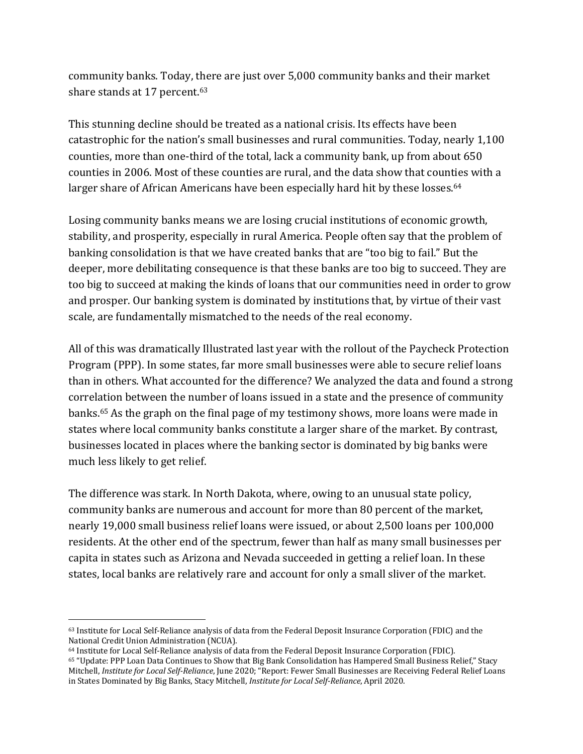community banks. Today, there are just over 5,000 community banks and their market share stands at 17 percent.[63]

This stunning decline should be treated as a national crisis. Its effects have been catastrophic for the nation's small businesses and rural communities. Today, nearly 1,100 counties, more than one-third of the total, lack a community bank, up from about 650 counties in 2006. Most of these counties are rural, and the data show that counties with a larger share of African Americans have been especially hard hit by these losses.[64]

Losing community banks means we are losing crucial institutions of economic growth, stability, and prosperity, especially in rural America. People often say that the problem of banking consolidation is that we have created banks that are "too big to fail." But the deeper, more debilitating consequence is that these banks are too big to succeed. They are too big to succeed at making the kinds of loans that our communities need in order to grow and prosper. Our banking system is dominated by institutions that, by virtue of their vast scale, are fundamentally mismatched to the needs of the real economy.

All of this was dramatically Illustrated last year with the rollout of the Paycheck Protection Program (PPP). In some states, far more small businesses were able to secure relief loans than in others. What accounted for the difference? We analyzed the data and found a strong correlation between the number of loans issued in a state and the presence of community banks.[65] As the graph on the final page of my testimony shows, more loans were made in states where local community banks constitute a larger share of the market. By contrast, businesses located in places where the banking sector is dominated by big banks were much less likely to get relief.

The difference was stark. In North Dakota, where, owing to an unusual state policy, community banks are numerous and account for more than 80 percent of the market, nearly 19,000 small business relief loans were issued, or about 2,500 loans per 100,000 residents. At the other end of the spectrum, fewer than half as many small businesses per capita in states such as Arizona and Nevada succeeded in getting a relief loan. In these states, local banks are relatively rare and account for only a small sliver of the market.

---

[63] Institute for Local Self-Reliance analysis of data from the Federal Deposit Insurance Corporation (FDIC) and the National Credit Union Administration (NCUA).

[64] Institute for Local Self-Reliance analysis of data from the Federal Deposit Insurance Corporation (FDIC).

[65] "Update: PPP Loan Data Continues to Show that Big Bank Consolidation has Hampered Small Business Relief," Stacy Mitchell, *Institute for Local Self-Reliance*, June 2020; "Report: Fewer Small Businesses are Receiving Federal Relief Loans in States Dominated by Big Banks, Stacy Mitchell, *Institute for Local Self-Reliance*, April 2020.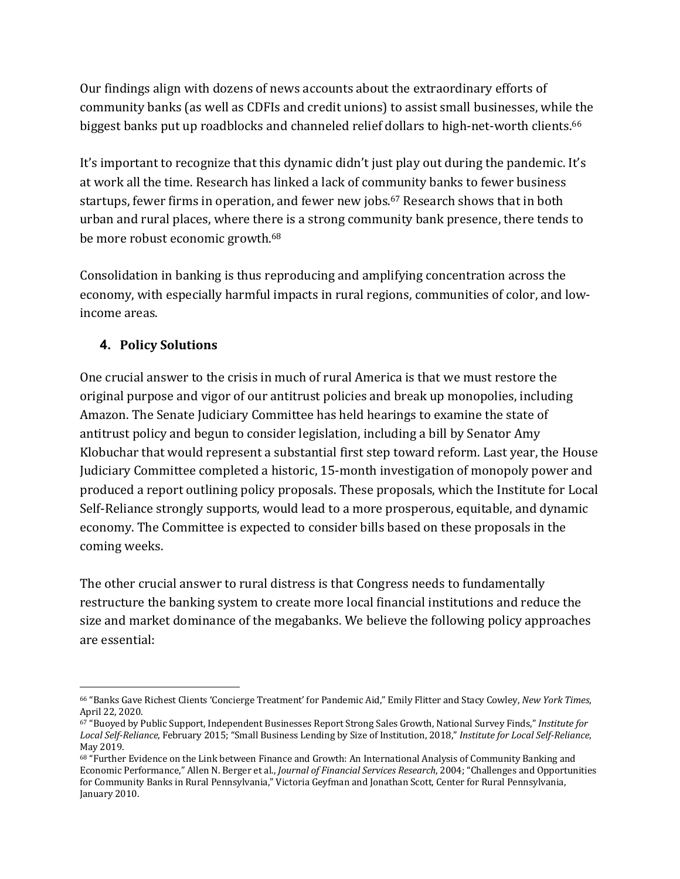Our findings align with dozens of news accounts about the extraordinary efforts of community banks (as well as CDFIs and credit unions) to assist small businesses, while the biggest banks put up roadblocks and channeled relief dollars to high-net-worth clients.[66]

It's important to recognize that this dynamic didn't just play out during the pandemic. It's at work all the time. Research has linked a lack of community banks to fewer business startups, fewer firms in operation, and fewer new jobs.[67] Research shows that in both urban and rural places, where there is a strong community bank presence, there tends to be more robust economic growth.[68]

Consolidation in banking is thus reproducing and amplifying concentration across the economy, with especially harmful impacts in rural regions, communities of color, and low-income areas.

## 4. Policy Solutions

One crucial answer to the crisis in much of rural America is that we must restore the original purpose and vigor of our antitrust policies and break up monopolies, including Amazon. The Senate Judiciary Committee has held hearings to examine the state of antitrust policy and begun to consider legislation, including a bill by Senator Amy Klobuchar that would represent a substantial first step toward reform. Last year, the House Judiciary Committee completed a historic, 15-month investigation of monopoly power and produced a report outlining policy proposals. These proposals, which the Institute for Local Self-Reliance strongly supports, would lead to a more prosperous, equitable, and dynamic economy. The Committee is expected to consider bills based on these proposals in the coming weeks.

The other crucial answer to rural distress is that Congress needs to fundamentally restructure the banking system to create more local financial institutions and reduce the size and market dominance of the megabanks. We believe the following policy approaches are essential:

---

[66] "Banks Gave Richest Clients 'Concierge Treatment' for Pandemic Aid," Emily Flitter and Stacy Cowley, *New York Times*, April 22, 2020.

[67] "Buoyed by Public Support, Independent Businesses Report Strong Sales Growth, National Survey Finds," *Institute for Local Self-Reliance*, February 2015; "Small Business Lending by Size of Institution, 2018," *Institute for Local Self-Reliance*, May 2019.

[68] "Further Evidence on the Link between Finance and Growth: An International Analysis of Community Banking and Economic Performance," Allen N. Berger et al., *Journal of Financial Services Research*, 2004; "Challenges and Opportunities for Community Banks in Rural Pennsylvania," Victoria Geyfman and Jonathan Scott, Center for Rural Pennsylvania, January 2010.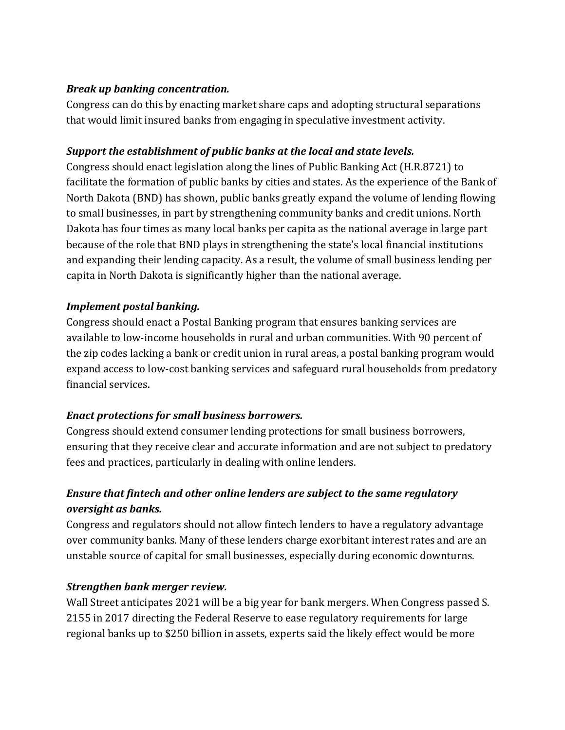***Break up banking concentration.***

Congress can do this by enacting market share caps and adopting structural separations that would limit insured banks from engaging in speculative investment activity.

***Support the establishment of public banks at the local and state levels.***

Congress should enact legislation along the lines of Public Banking Act (H.R.8721) to facilitate the formation of public banks by cities and states. As the experience of the Bank of North Dakota (BND) has shown, public banks greatly expand the volume of lending flowing to small businesses, in part by strengthening community banks and credit unions. North Dakota has four times as many local banks per capita as the national average in large part because of the role that BND plays in strengthening the state's local financial institutions and expanding their lending capacity. As a result, the volume of small business lending per capita in North Dakota is significantly higher than the national average.

***Implement postal banking.***

Congress should enact a Postal Banking program that ensures banking services are available to low-income households in rural and urban communities. With 90 percent of the zip codes lacking a bank or credit union in rural areas, a postal banking program would expand access to low-cost banking services and safeguard rural households from predatory financial services.

***Enact protections for small business borrowers.***

Congress should extend consumer lending protections for small business borrowers, ensuring that they receive clear and accurate information and are not subject to predatory fees and practices, particularly in dealing with online lenders.

***Ensure that fintech and other online lenders are subject to the same regulatory oversight as banks.***

Congress and regulators should not allow fintech lenders to have a regulatory advantage over community banks. Many of these lenders charge exorbitant interest rates and are an unstable source of capital for small businesses, especially during economic downturns.

***Strengthen bank merger review.***

Wall Street anticipates 2021 will be a big year for bank mergers. When Congress passed S. 2155 in 2017 directing the Federal Reserve to ease regulatory requirements for large regional banks up to $250 billion in assets, experts said the likely effect would be more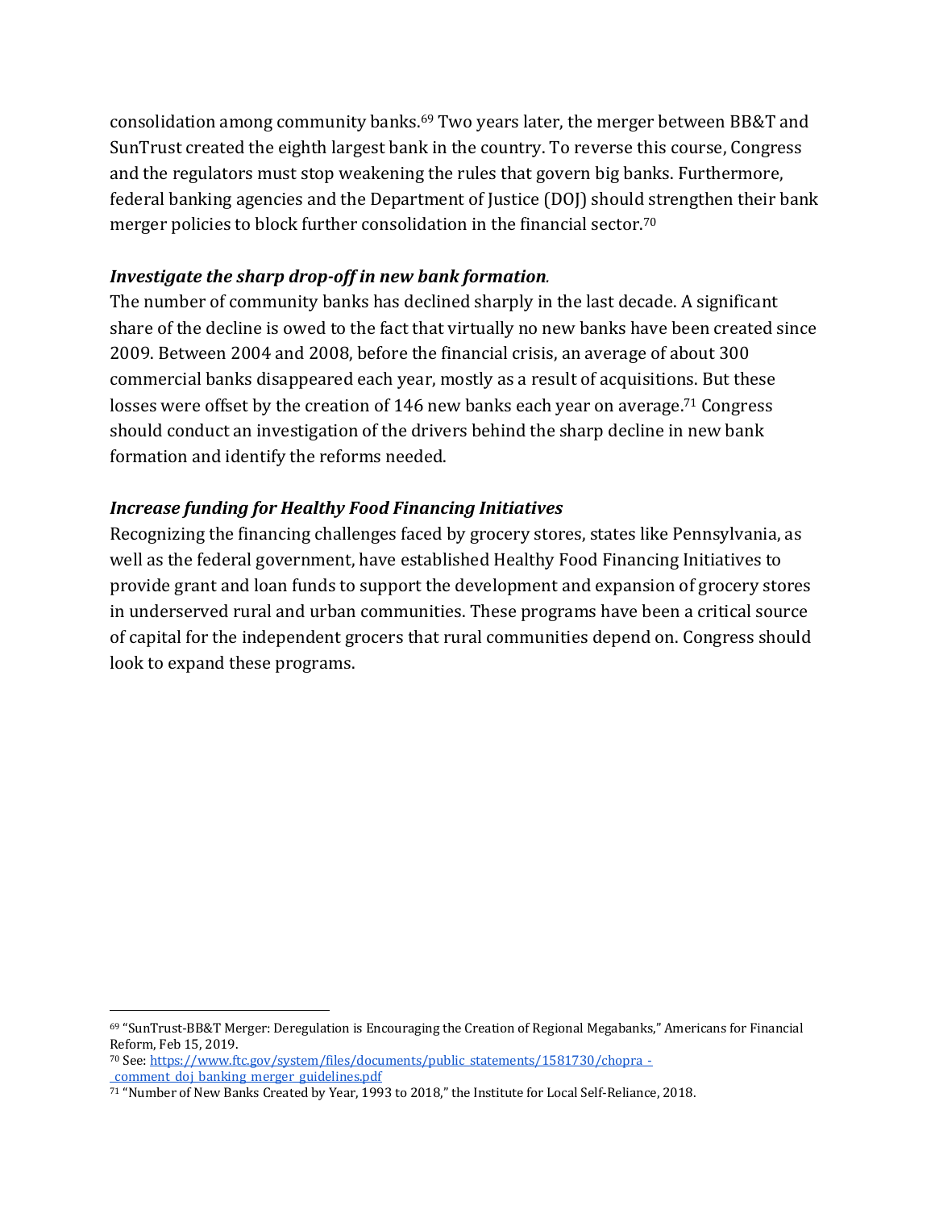consolidation among community banks.[69] Two years later, the merger between BB&T and SunTrust created the eighth largest bank in the country. To reverse this course, Congress and the regulators must stop weakening the rules that govern big banks. Furthermore, federal banking agencies and the Department of Justice (DOJ) should strengthen their bank merger policies to block further consolidation in the financial sector.[70]

### *Investigate the sharp drop-off in new bank formation.*

The number of community banks has declined sharply in the last decade. A significant share of the decline is owed to the fact that virtually no new banks have been created since 2009. Between 2004 and 2008, before the financial crisis, an average of about 300 commercial banks disappeared each year, mostly as a result of acquisitions. But these losses were offset by the creation of 146 new banks each year on average.[71] Congress should conduct an investigation of the drivers behind the sharp decline in new bank formation and identify the reforms needed.

### *Increase funding for Healthy Food Financing Initiatives*

Recognizing the financing challenges faced by grocery stores, states like Pennsylvania, as well as the federal government, have established Healthy Food Financing Initiatives to provide grant and loan funds to support the development and expansion of grocery stores in underserved rural and urban communities. These programs have been a critical source of capital for the independent grocers that rural communities depend on. Congress should look to expand these programs.

---

[69] "SunTrust-BB&T Merger: Deregulation is Encouraging the Creation of Regional Megabanks," Americans for Financial Reform, Feb 15, 2019.

[70] See: [https://www.ftc.gov/system/files/documents/public_statements/1581730/chopra_-_comment_doj_banking_merger_guidelines.pdf](https://www.ftc.gov/system/files/documents/public_statements/1581730/chopra_-_comment_doj_banking_merger_guidelines.pdf)

[71] "Number of New Banks Created by Year, 1993 to 2018," the Institute for Local Self-Reliance, 2018.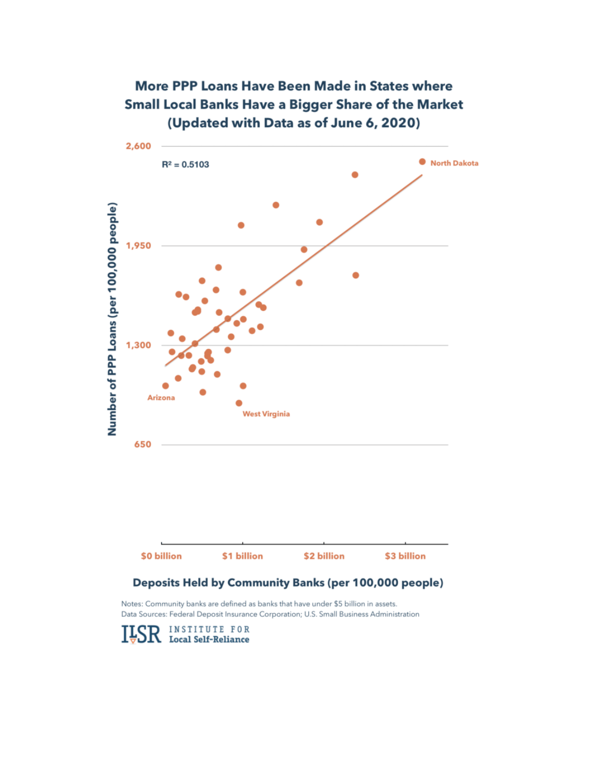## More PPP Loans Have Been Made in States where Small Local Banks Have a Bigger Share of the Market (Updated with Data as of June 6, 2020)

$R^2 = 0.5103$

2,600

1,950

1,300

650

North Dakota

Arizona

West Virginia

Number of PPP Loans (per 100,000 people)

$0 billion

$1 billion

$2 billion

$3 billion

Deposits Held by Community Banks (per 100,000 people)

Notes: Community banks are defined as banks that have under $5 billion in assets.
Data Sources: Federal Deposit Insurance Corporation; U.S. Small Business Administration

ILSR INSTITUTE FOR Local Self-Reliance